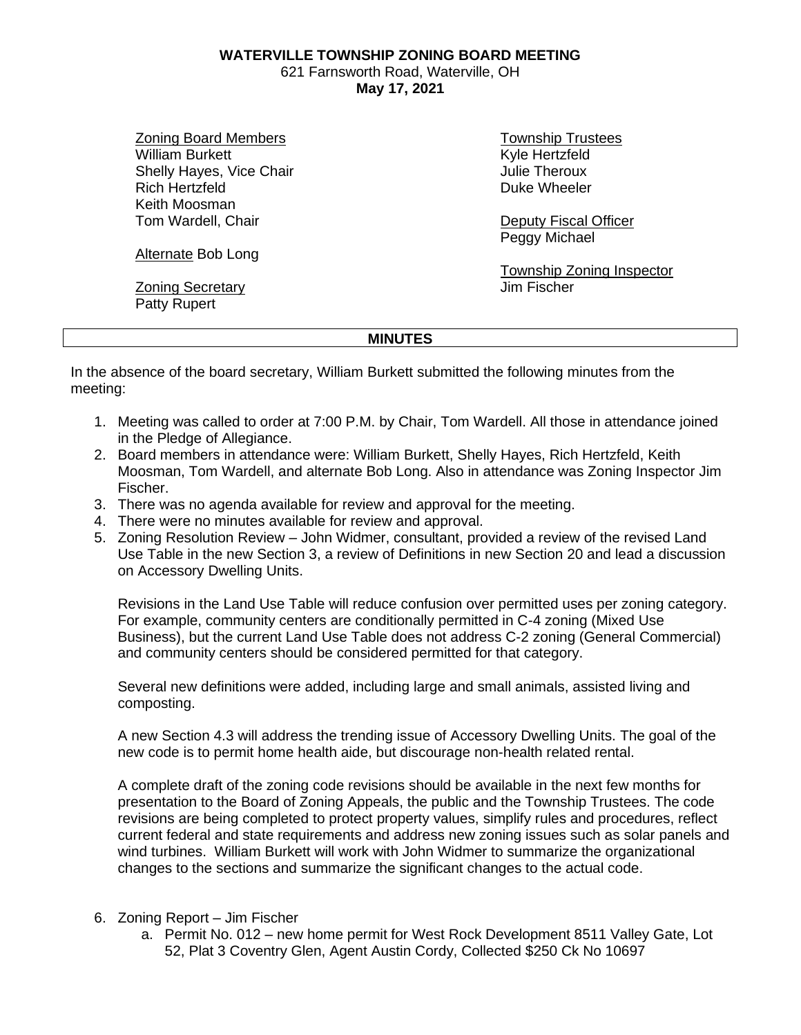**WATERVILLE TOWNSHIP ZONING BOARD MEETING**
621 Farnsworth Road, Waterville, OH
**May 17, 2021**

Zoning Board Members
William Burkett
Shelly Hayes, Vice Chair
Rich Hertzfeld
Keith Moosman
Tom Wardell, Chair

Alternate Bob Long

Zoning Secretary
Patty Rupert

Township Trustees
Kyle Hertzfeld
Julie Theroux
Duke Wheeler

Deputy Fiscal Officer
Peggy Michael

Township Zoning Inspector
Jim Fischer

## MINUTES

In the absence of the board secretary, William Burkett submitted the following minutes from the meeting:

1. Meeting was called to order at 7:00 P.M. by Chair, Tom Wardell. All those in attendance joined in the Pledge of Allegiance.
2. Board members in attendance were: William Burkett, Shelly Hayes, Rich Hertzfeld, Keith Moosman, Tom Wardell, and alternate Bob Long. Also in attendance was Zoning Inspector Jim Fischer.
3. There was no agenda available for review and approval for the meeting.
4. There were no minutes available for review and approval.
5. Zoning Resolution Review – John Widmer, consultant, provided a review of the revised Land Use Table in the new Section 3, a review of Definitions in new Section 20 and lead a discussion on Accessory Dwelling Units.

   Revisions in the Land Use Table will reduce confusion over permitted uses per zoning category. For example, community centers are conditionally permitted in C-4 zoning (Mixed Use Business), but the current Land Use Table does not address C-2 zoning (General Commercial) and community centers should be considered permitted for that category.

   Several new definitions were added, including large and small animals, assisted living and composting.

   A new Section 4.3 will address the trending issue of Accessory Dwelling Units. The goal of the new code is to permit home health aide, but discourage non-health related rental.

   A complete draft of the zoning code revisions should be available in the next few months for presentation to the Board of Zoning Appeals, the public and the Township Trustees. The code revisions are being completed to protect property values, simplify rules and procedures, reflect current federal and state requirements and address new zoning issues such as solar panels and wind turbines. William Burkett will work with John Widmer to summarize the organizational changes to the sections and summarize the significant changes to the actual code.

6. Zoning Report – Jim Fischer
   a. Permit No. 012 – new home permit for West Rock Development 8511 Valley Gate, Lot 52, Plat 3 Coventry Glen, Agent Austin Cordy, Collected $250 Ck No 10697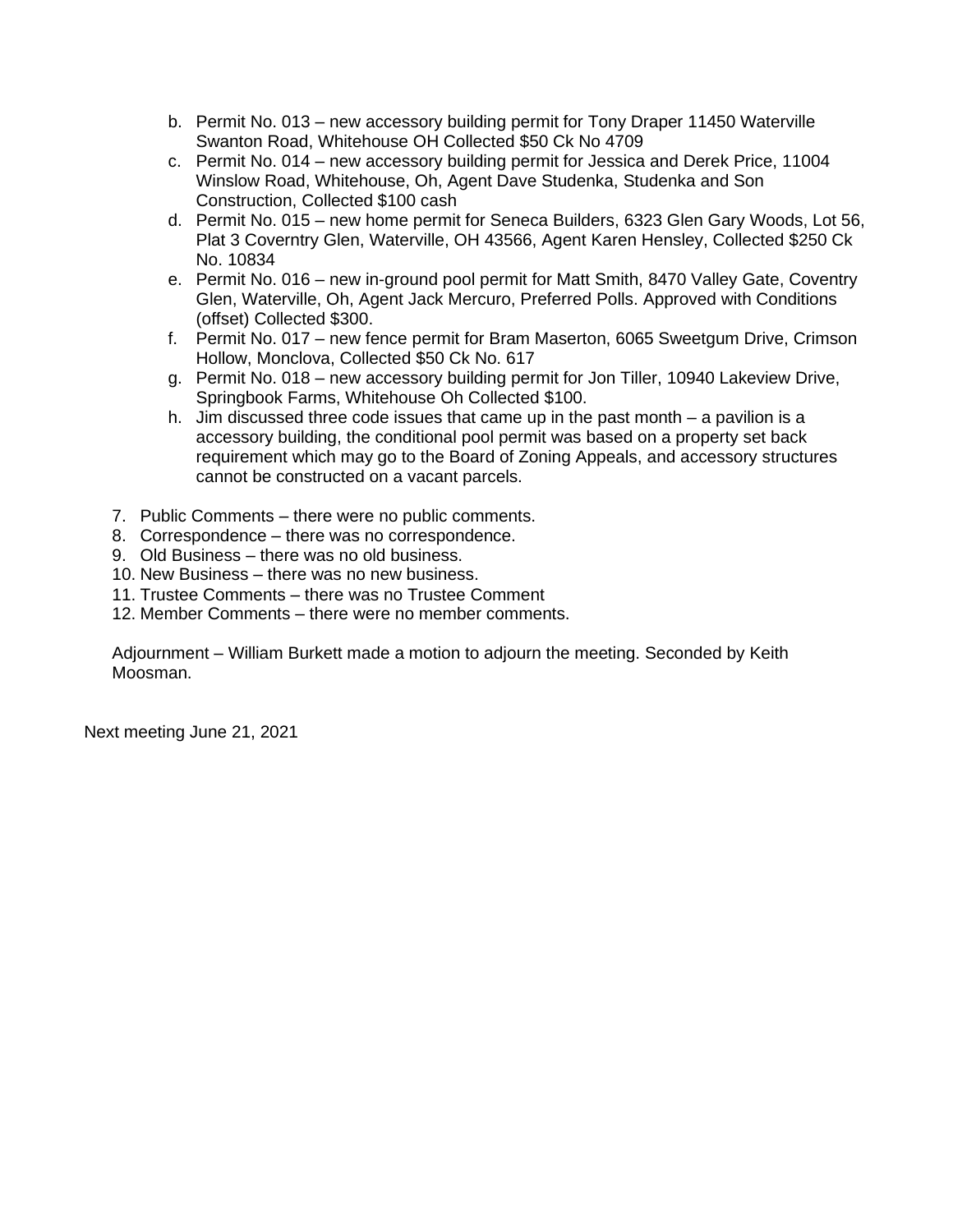b. Permit No. 013 – new accessory building permit for Tony Draper 11450 Waterville Swanton Road, Whitehouse OH Collected $50 Ck No 4709
c. Permit No. 014 – new accessory building permit for Jessica and Derek Price, 11004 Winslow Road, Whitehouse, Oh, Agent Dave Studenka, Studenka and Son Construction, Collected $100 cash
d. Permit No. 015 – new home permit for Seneca Builders, 6323 Glen Gary Woods, Lot 56, Plat 3 Coverntry Glen, Waterville, OH 43566, Agent Karen Hensley, Collected $250 Ck No. 10834
e. Permit No. 016 – new in-ground pool permit for Matt Smith, 8470 Valley Gate, Coventry Glen, Waterville, Oh, Agent Jack Mercuro, Preferred Polls. Approved with Conditions (offset) Collected $300.
f. Permit No. 017 – new fence permit for Bram Maserton, 6065 Sweetgum Drive, Crimson Hollow, Monclova, Collected $50 Ck No. 617
g. Permit No. 018 – new accessory building permit for Jon Tiller, 10940 Lakeview Drive, Springbook Farms, Whitehouse Oh Collected $100.
h. Jim discussed three code issues that came up in the past month – a pavilion is a accessory building, the conditional pool permit was based on a property set back requirement which may go to the Board of Zoning Appeals, and accessory structures cannot be constructed on a vacant parcels.

7. Public Comments – there were no public comments.
8. Correspondence – there was no correspondence.
9. Old Business – there was no old business.
10. New Business – there was no new business.
11. Trustee Comments – there was no Trustee Comment
12. Member Comments – there were no member comments.

Adjournment – William Burkett made a motion to adjourn the meeting. Seconded by Keith Moosman.

Next meeting June 21, 2021